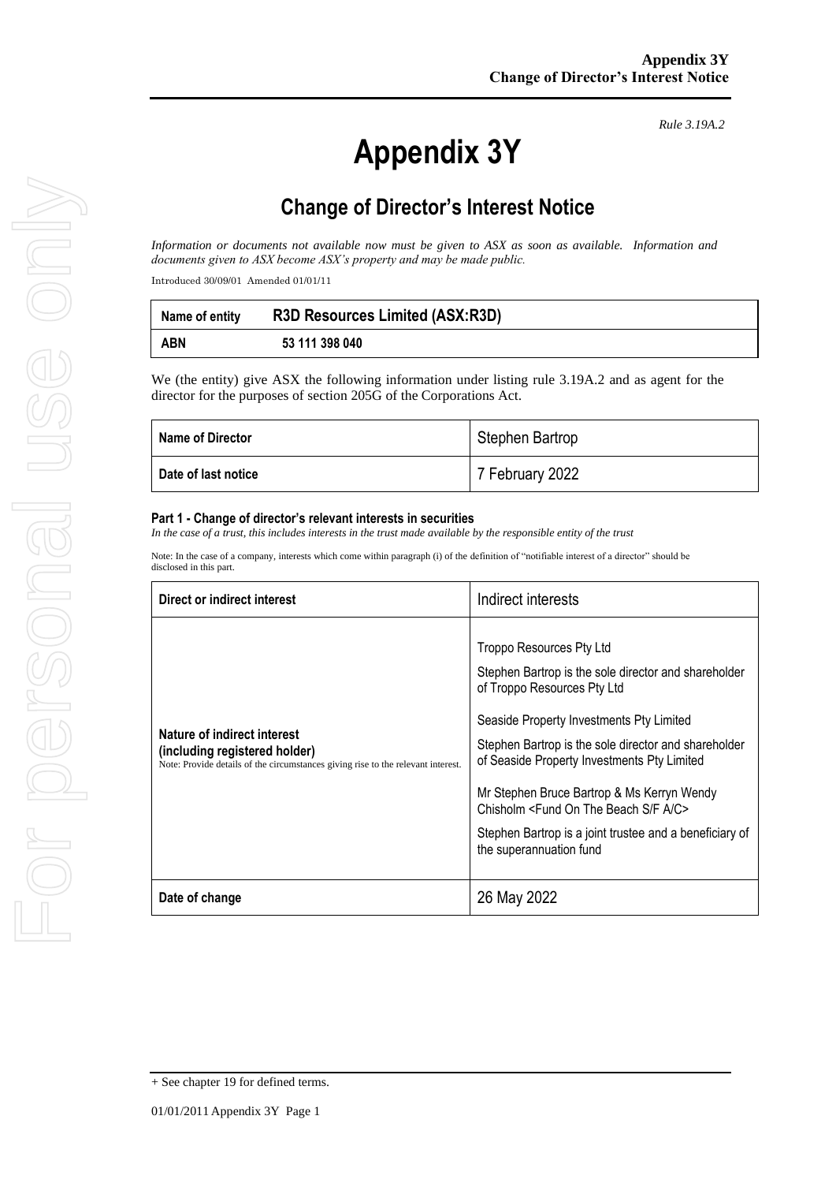*Rule 3.19A.2*

# Appendix 3Y

## Change of Director's Interest Notice

*Information or documents not available now must be given to ASX as soon as available. Information and documents given to ASX become ASX's property and may be made public.*

Introduced 30/09/01 Amended 01/01/11

| **Name of entity** | **R3D Resources Limited (ASX:R3D)** |
|---|---|
| **ABN** | **53 111 398 040** |

We (the entity) give ASX the following information under listing rule 3.19A.2 and as agent for the director for the purposes of section 205G of the Corporations Act.

| **Name of Director** | Stephen Bartrop |
|---|---|
| **Date of last notice** | 7 February 2022 |

#### Part 1 - Change of director's relevant interests in securities

*In the case of a trust, this includes interests in the trust made available by the responsible entity of the trust*

Note: In the case of a company, interests which come within paragraph (i) of the definition of "notifiable interest of a director" should be disclosed in this part.

| **Direct or indirect interest** | Indirect interests |
|---|---|
| **Nature of indirect interest (including registered holder)** Note: Provide details of the circumstances giving rise to the relevant interest. | Troppo Resources Pty Ltd<br><br>Stephen Bartrop is the sole director and shareholder of Troppo Resources Pty Ltd<br><br>Seaside Property Investments Pty Limited<br><br>Stephen Bartrop is the sole director and shareholder of Seaside Property Investments Pty Limited<br><br>Mr Stephen Bruce Bartrop & Ms Kerryn Wendy Chisholm <Fund On The Beach S/F A/C><br><br>Stephen Bartrop is a joint trustee and a beneficiary of the superannuation fund |
| **Date of change** | 26 May 2022 |

+ See chapter 19 for defined terms.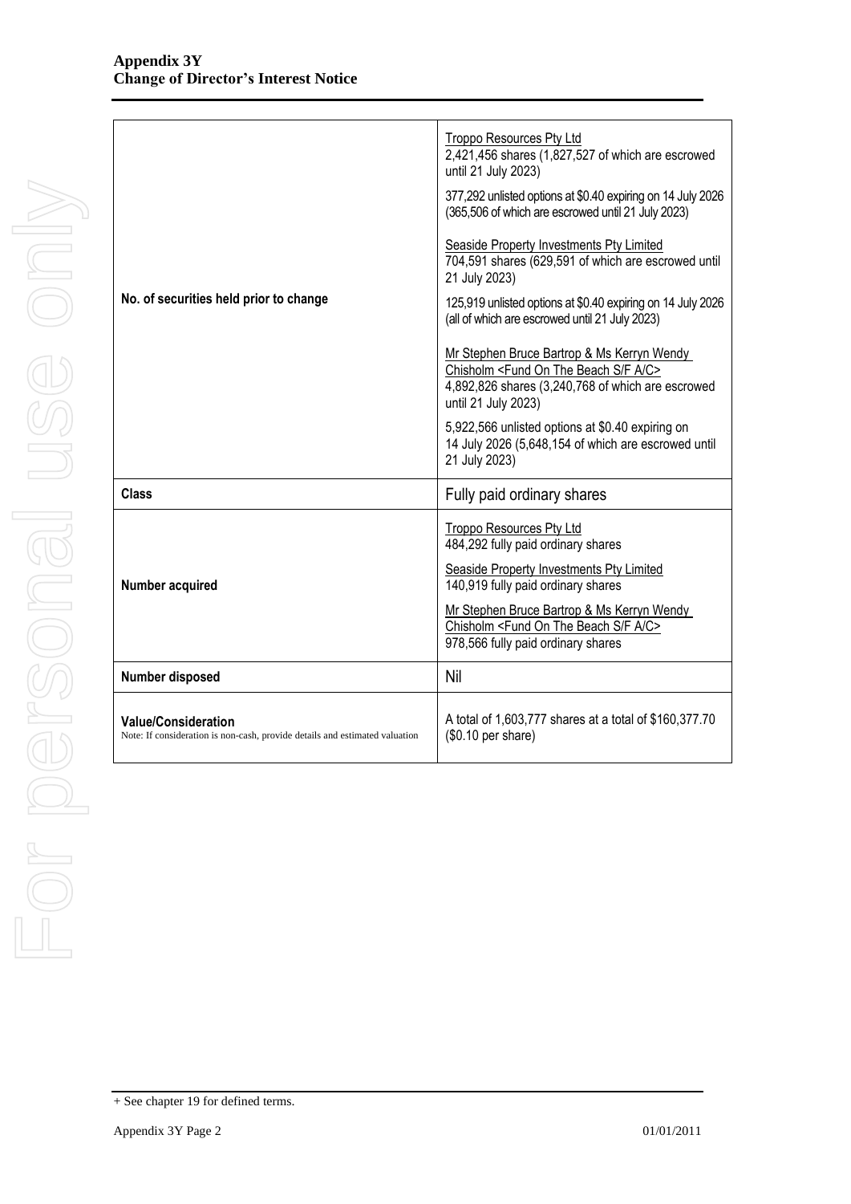| | |
|---|---|
| **No. of securities held prior to change** | <u>Troppo Resources Pty Ltd</u><br>2,421,456 shares (1,827,527 of which are escrowed until 21 July 2023)<br>377,292 unlisted options at $0.40 expiring on 14 July 2026 (365,506 of which are escrowed until 21 July 2023)<br><u>Seaside Property Investments Pty Limited</u><br>704,591 shares (629,591 of which are escrowed until 21 July 2023)<br>125,919 unlisted options at $0.40 expiring on 14 July 2026 (all of which are escrowed until 21 July 2023)<br><u>Mr Stephen Bruce Bartrop & Ms Kerryn Wendy Chisholm <Fund On The Beach S/F A/C></u><br>4,892,826 shares (3,240,768 of which are escrowed until 21 July 2023)<br>5,922,566 unlisted options at $0.40 expiring on 14 July 2026 (5,648,154 of which are escrowed until 21 July 2023) |
| **Class** | Fully paid ordinary shares |
| **Number acquired** | <u>Troppo Resources Pty Ltd</u><br>484,292 fully paid ordinary shares<br><u>Seaside Property Investments Pty Limited</u><br>140,919 fully paid ordinary shares<br><u>Mr Stephen Bruce Bartrop & Ms Kerryn Wendy Chisholm <Fund On The Beach S/F A/C></u><br>978,566 fully paid ordinary shares |
| **Number disposed** | Nil |
| **Value/Consideration**<br>Note: If consideration is non-cash, provide details and estimated valuation | A total of 1,603,777 shares at a total of $160,377.70 ($0.10 per share) |

+ See chapter 19 for defined terms.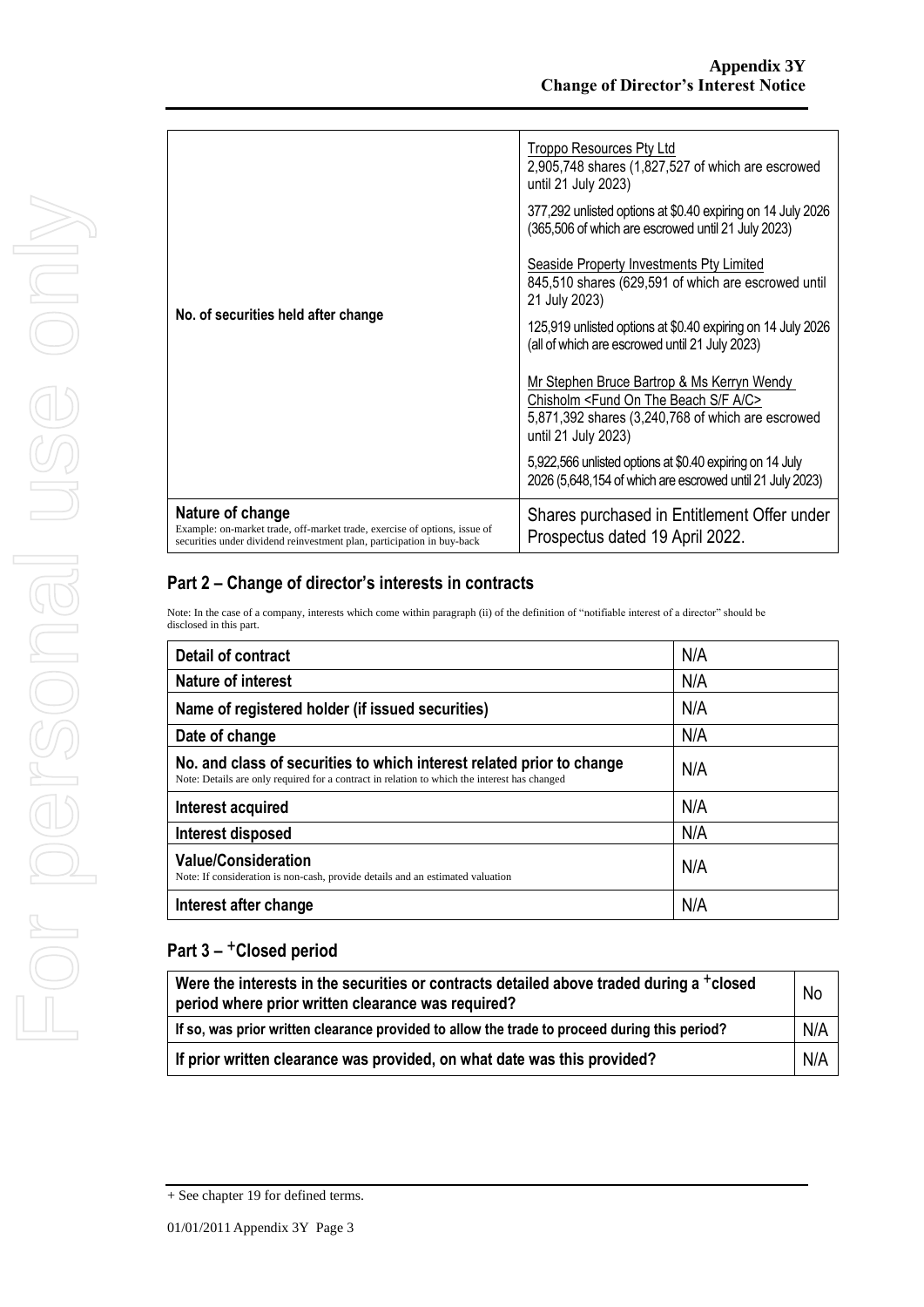| | |
|---|---|
| **No. of securities held after change** | Troppo Resources Pty Ltd<br>2,905,748 shares (1,827,527 of which are escrowed until 21 July 2023)<br><br>377,292 unlisted options at $0.40 expiring on 14 July 2026 (365,506 of which are escrowed until 21 July 2023)<br><br>Seaside Property Investments Pty Limited<br>845,510 shares (629,591 of which are escrowed until 21 July 2023)<br><br>125,919 unlisted options at $0.40 expiring on 14 July 2026 (all of which are escrowed until 21 July 2023)<br><br>Mr Stephen Bruce Bartrop & Ms Kerryn Wendy Chisholm <Fund On The Beach S/F A/C><br>5,871,392 shares (3,240,768 of which are escrowed until 21 July 2023)<br><br>5,922,566 unlisted options at $0.40 expiring on 14 July 2026 (5,648,154 of which are escrowed until 21 July 2023) |
| **Nature of change**<br>Example: on-market trade, off-market trade, exercise of options, issue of securities under dividend reinvestment plan, participation in buy-back | Shares purchased in Entitlement Offer under Prospectus dated 19 April 2022. |

## Part 2 – Change of director's interests in contracts

Note: In the case of a company, interests which come within paragraph (ii) of the definition of "notifiable interest of a director" should be disclosed in this part.

| | |
|---|---|
| **Detail of contract** | N/A |
| **Nature of interest** | N/A |
| **Name of registered holder (if issued securities)** | N/A |
| **Date of change** | N/A |
| **No. and class of securities to which interest related prior to change**<br>Note: Details are only required for a contract in relation to which the interest has changed | N/A |
| **Interest acquired** | N/A |
| **Interest disposed** | N/A |
| **Value/Consideration**<br>Note: If consideration is non-cash, provide details and an estimated valuation | N/A |
| **Interest after change** | N/A |

## Part 3 – +Closed period

| | |
|---|---|
| **Were the interests in the securities or contracts detailed above traded during a +closed period where prior written clearance was required?** | No |
| **If so, was prior written clearance provided to allow the trade to proceed during this period?** | N/A |
| **If prior written clearance was provided, on what date was this provided?** | N/A |

+ See chapter 19 for defined terms.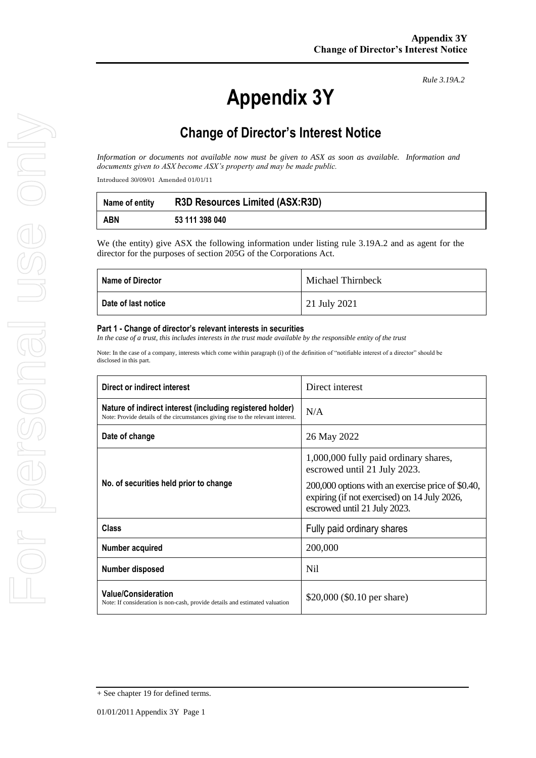*Rule 3.19A.2*

# Appendix 3Y

## Change of Director's Interest Notice

*Information or documents not available now must be given to ASX as soon as available. Information and documents given to ASX become ASX's property and may be made public.*

Introduced 30/09/01 Amended 01/01/11

| Name of entity | R3D Resources Limited (ASX:R3D) |
|---|---|
| ABN | 53 111 398 040 |

We (the entity) give ASX the following information under listing rule 3.19A.2 and as agent for the director for the purposes of section 205G of the Corporations Act.

| Name of Director | Michael Thirnbeck |
|---|---|
| Date of last notice | 21 July 2021 |

**Part 1 - Change of director's relevant interests in securities**

*In the case of a trust, this includes interests in the trust made available by the responsible entity of the trust*

Note: In the case of a company, interests which come within paragraph (i) of the definition of "notifiable interest of a director" should be disclosed in this part.

| Direct or indirect interest | Direct interest |
|---|---|
| **Nature of indirect interest (including registered holder)**<br>Note: Provide details of the circumstances giving rise to the relevant interest. | N/A |
| **Date of change** | 26 May 2022 |
| **No. of securities held prior to change** | 1,000,000 fully paid ordinary shares, escrowed until 21 July 2023.<br>200,000 options with an exercise price of $0.40, expiring (if not exercised) on 14 July 2026, escrowed until 21 July 2023. |
| **Class** | Fully paid ordinary shares |
| **Number acquired** | 200,000 |
| **Number disposed** | Nil |
| **Value/Consideration**<br>Note: If consideration is non-cash, provide details and estimated valuation | $20,000 ($0.10 per share) |

+ See chapter 19 for defined terms.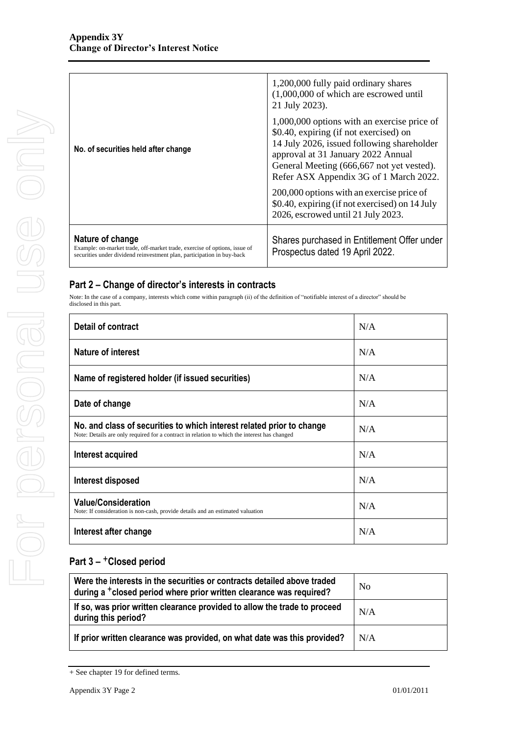| | |
|---|---|
| **No. of securities held after change** | 1,200,000 fully paid ordinary shares (1,000,000 of which are escrowed until 21 July 2023).<br><br>1,000,000 options with an exercise price of \$0.40, expiring (if not exercised) on 14 July 2026, issued following shareholder approval at 31 January 2022 Annual General Meeting (666,667 not yet vested). Refer ASX Appendix 3G of 1 March 2022.<br><br>200,000 options with an exercise price of \$0.40, expiring (if not exercised) on 14 July 2026, escrowed until 21 July 2023. |
| **Nature of change**<br>Example: on-market trade, off-market trade, exercise of options, issue of securities under dividend reinvestment plan, participation in buy-back | Shares purchased in Entitlement Offer under Prospectus dated 19 April 2022. |

## Part 2 – Change of director's interests in contracts

Note: In the case of a company, interests which come within paragraph (ii) of the definition of "notifiable interest of a director" should be disclosed in this part.

| | |
|---|---|
| **Detail of contract** | N/A |
| **Nature of interest** | N/A |
| **Name of registered holder (if issued securities)** | N/A |
| **Date of change** | N/A |
| **No. and class of securities to which interest related prior to change**<br>Note: Details are only required for a contract in relation to which the interest has changed | N/A |
| **Interest acquired** | N/A |
| **Interest disposed** | N/A |
| **Value/Consideration**<br>Note: If consideration is non-cash, provide details and an estimated valuation | N/A |
| **Interest after change** | N/A |

## Part 3 – +Closed period

| | |
|---|---|
| **Were the interests in the securities or contracts detailed above traded during a +closed period where prior written clearance was required?** | No |
| **If so, was prior written clearance provided to allow the trade to proceed during this period?** | N/A |
| **If prior written clearance was provided, on what date was this provided?** | N/A |

+ See chapter 19 for defined terms.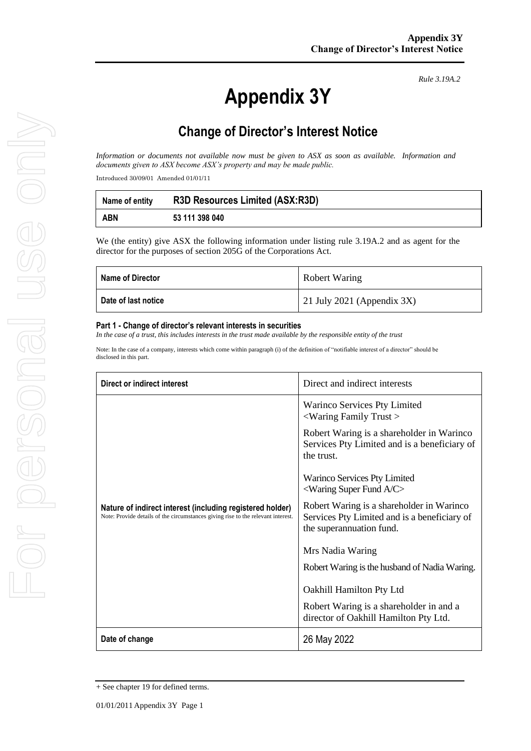*Rule 3.19A.2*

# Appendix 3Y

## Change of Director's Interest Notice

*Information or documents not available now must be given to ASX as soon as available. Information and documents given to ASX become ASX's property and may be made public.*

Introduced 30/09/01 Amended 01/01/11

| **Name of entity** | **R3D Resources Limited (ASX:R3D)** |
|---|---|
| **ABN** | **53 111 398 040** |

We (the entity) give ASX the following information under listing rule 3.19A.2 and as agent for the director for the purposes of section 205G of the Corporations Act.

| **Name of Director** | Robert Waring |
|---|---|
| **Date of last notice** | 21 July 2021 (Appendix 3X) |

#### Part 1 - Change of director's relevant interests in securities

*In the case of a trust, this includes interests in the trust made available by the responsible entity of the trust*

Note: In the case of a company, interests which come within paragraph (i) of the definition of "notifiable interest of a director" should be disclosed in this part.

| **Direct or indirect interest** | Direct and indirect interests |
|---|---|
| **Nature of indirect interest (including registered holder)**<br>Note: Provide details of the circumstances giving rise to the relevant interest. | Warinco Services Pty Limited <Waring Family Trust ><br><br>Robert Waring is a shareholder in Warinco Services Pty Limited and is a beneficiary of the trust.<br><br>Warinco Services Pty Limited <Waring Super Fund A/C><br><br>Robert Waring is a shareholder in Warinco Services Pty Limited and is a beneficiary of the superannuation fund.<br><br>Mrs Nadia Waring<br><br>Robert Waring is the husband of Nadia Waring.<br><br>Oakhill Hamilton Pty Ltd<br><br>Robert Waring is a shareholder in and a director of Oakhill Hamilton Pty Ltd. |
| **Date of change** | 26 May 2022 |

+ See chapter 19 for defined terms.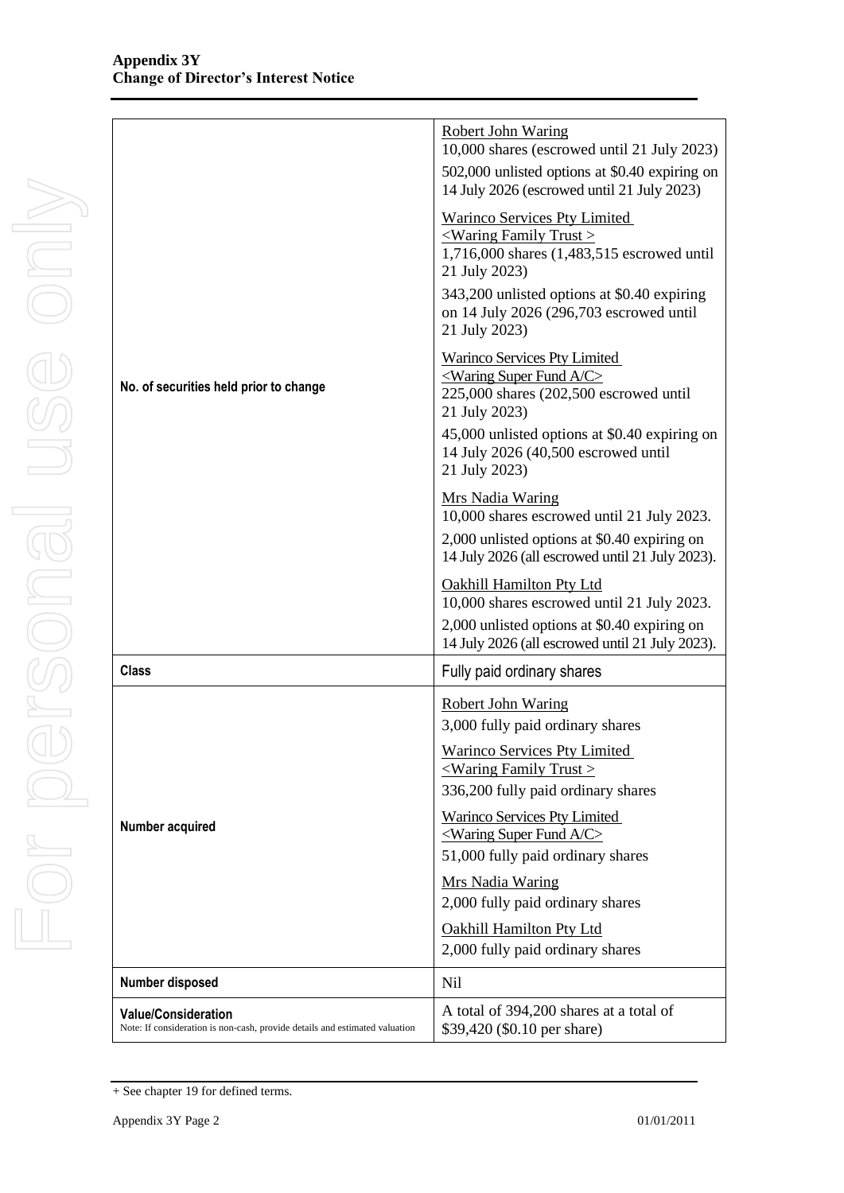**Appendix 3Y**
**Change of Director's Interest Notice**

| | |
|---|---|
| **No. of securities held prior to change** | Robert John Waring<br>10,000 shares (escrowed until 21 July 2023)<br>502,000 unlisted options at $0.40 expiring on 14 July 2026 (escrowed until 21 July 2023)<br><br>Warinco Services Pty Limited <Waring Family Trust ><br>1,716,000 shares (1,483,515 escrowed until 21 July 2023)<br>343,200 unlisted options at $0.40 expiring on 14 July 2026 (296,703 escrowed until 21 July 2023)<br><br>Warinco Services Pty Limited <Waring Super Fund A/C><br>225,000 shares (202,500 escrowed until 21 July 2023)<br>45,000 unlisted options at $0.40 expiring on 14 July 2026 (40,500 escrowed until 21 July 2023)<br><br>Mrs Nadia Waring<br>10,000 shares escrowed until 21 July 2023.<br>2,000 unlisted options at $0.40 expiring on 14 July 2026 (all escrowed until 21 July 2023).<br><br>Oakhill Hamilton Pty Ltd<br>10,000 shares escrowed until 21 July 2023.<br>2,000 unlisted options at $0.40 expiring on 14 July 2026 (all escrowed until 21 July 2023). |
| **Class** | Fully paid ordinary shares |
| **Number acquired** | Robert John Waring<br>3,000 fully paid ordinary shares<br><br>Warinco Services Pty Limited <Waring Family Trust ><br>336,200 fully paid ordinary shares<br><br>Warinco Services Pty Limited <Waring Super Fund A/C><br>51,000 fully paid ordinary shares<br><br>Mrs Nadia Waring<br>2,000 fully paid ordinary shares<br><br>Oakhill Hamilton Pty Ltd<br>2,000 fully paid ordinary shares |
| **Number disposed** | Nil |
| **Value/Consideration**<br>Note: If consideration is non-cash, provide details and estimated valuation | A total of 394,200 shares at a total of $39,420 ($0.10 per share) |

+ See chapter 19 for defined terms.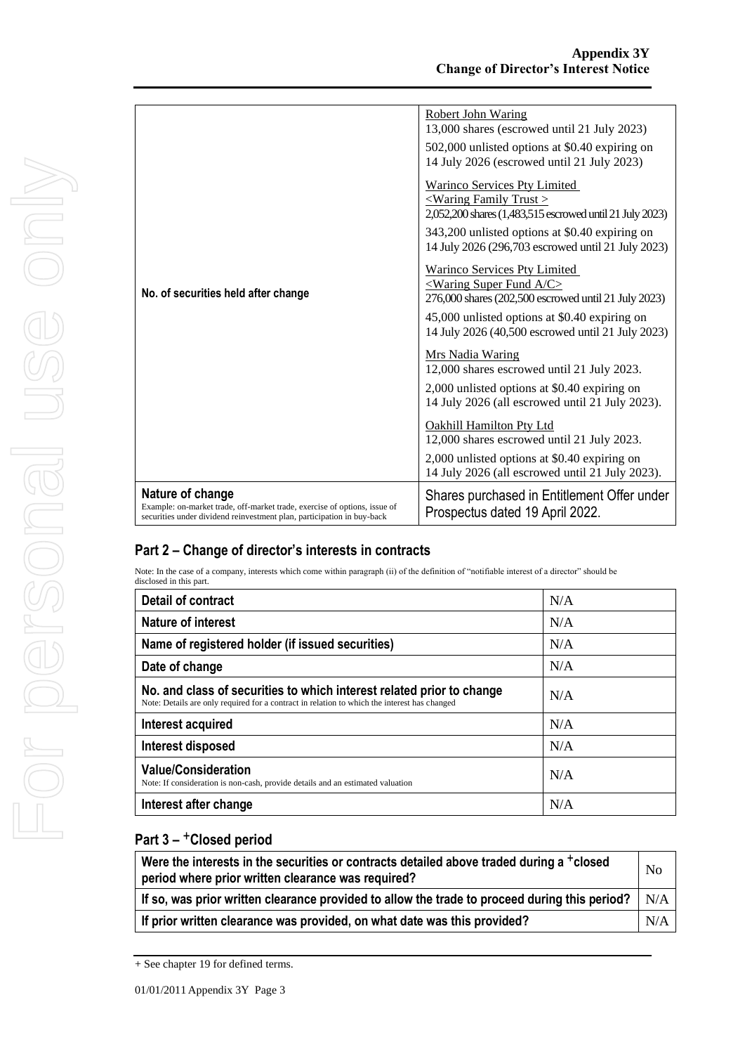| | |
|---|---|
| **No. of securities held after change** | Robert John Waring<br>13,000 shares (escrowed until 21 July 2023)<br>502,000 unlisted options at $0.40 expiring on 14 July 2026 (escrowed until 21 July 2023)<br><br>Warinco Services Pty Limited <Waring Family Trust ><br>2,052,200 shares (1,483,515 escrowed until 21 July 2023)<br>343,200 unlisted options at $0.40 expiring on 14 July 2026 (296,703 escrowed until 21 July 2023)<br><br>Warinco Services Pty Limited <Waring Super Fund A/C><br>276,000 shares (202,500 escrowed until 21 July 2023)<br>45,000 unlisted options at $0.40 expiring on 14 July 2026 (40,500 escrowed until 21 July 2023)<br><br>Mrs Nadia Waring<br>12,000 shares escrowed until 21 July 2023.<br>2,000 unlisted options at $0.40 expiring on 14 July 2026 (all escrowed until 21 July 2023).<br><br>Oakhill Hamilton Pty Ltd<br>12,000 shares escrowed until 21 July 2023.<br>2,000 unlisted options at $0.40 expiring on 14 July 2026 (all escrowed until 21 July 2023). |
| **Nature of change**<br>Example: on-market trade, off-market trade, exercise of options, issue of securities under dividend reinvestment plan, participation in buy-back | Shares purchased in Entitlement Offer under Prospectus dated 19 April 2022. |

## Part 2 – Change of director's interests in contracts

Note: In the case of a company, interests which come within paragraph (ii) of the definition of "notifiable interest of a director" should be disclosed in this part.

| | |
|---|---|
| **Detail of contract** | N/A |
| **Nature of interest** | N/A |
| **Name of registered holder (if issued securities)** | N/A |
| **Date of change** | N/A |
| **No. and class of securities to which interest related prior to change**<br>Note: Details are only required for a contract in relation to which the interest has changed | N/A |
| **Interest acquired** | N/A |
| **Interest disposed** | N/A |
| **Value/Consideration**<br>Note: If consideration is non-cash, provide details and an estimated valuation | N/A |
| **Interest after change** | N/A |

## Part 3 – +Closed period

| | |
|---|---|
| **Were the interests in the securities or contracts detailed above traded during a +closed period where prior written clearance was required?** | No |
| **If so, was prior written clearance provided to allow the trade to proceed during this period?** | N/A |
| **If prior written clearance was provided, on what date was this provided?** | N/A |

+ See chapter 19 for defined terms.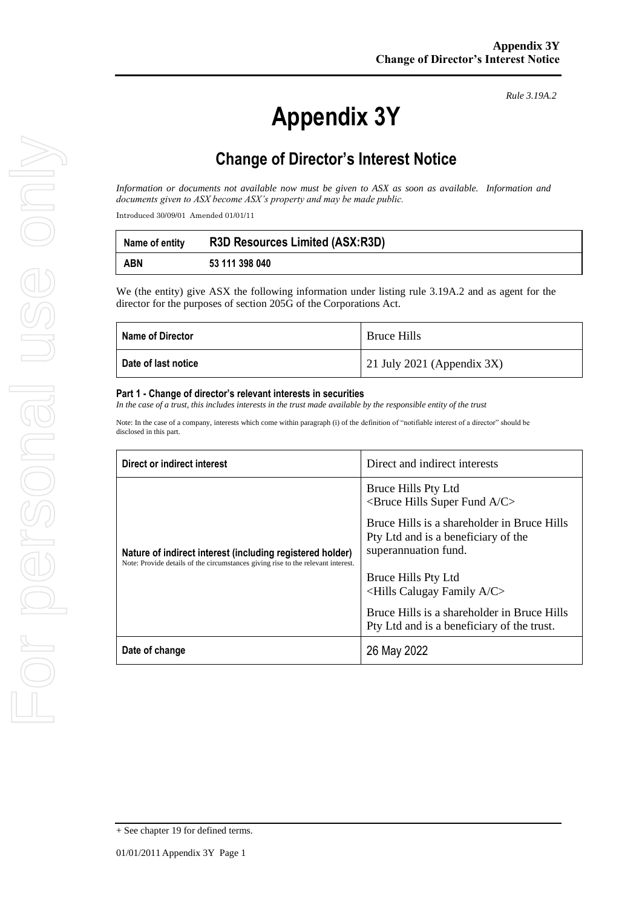*Rule 3.19A.2*

# Appendix 3Y

## Change of Director's Interest Notice

*Information or documents not available now must be given to ASX as soon as available. Information and documents given to ASX become ASX's property and may be made public.*

Introduced 30/09/01 Amended 01/01/11

| **Name of entity** | **R3D Resources Limited (ASX:R3D)** |
|---|---|
| **ABN** | **53 111 398 040** |

We (the entity) give ASX the following information under listing rule 3.19A.2 and as agent for the director for the purposes of section 205G of the Corporations Act.

| **Name of Director** | Bruce Hills |
|---|---|
| **Date of last notice** | 21 July 2021 (Appendix 3X) |

#### Part 1 - Change of director's relevant interests in securities

*In the case of a trust, this includes interests in the trust made available by the responsible entity of the trust*

Note: In the case of a company, interests which come within paragraph (i) of the definition of "notifiable interest of a director" should be disclosed in this part.

| **Direct or indirect interest** | Direct and indirect interests |
|---|---|
| **Nature of indirect interest (including registered holder)**<br>Note: Provide details of the circumstances giving rise to the relevant interest. | Bruce Hills Pty Ltd<br><Bruce Hills Super Fund A/C><br><br>Bruce Hills is a shareholder in Bruce Hills Pty Ltd and is a beneficiary of the superannuation fund.<br><br>Bruce Hills Pty Ltd<br><Hills Calugay Family A/C><br><br>Bruce Hills is a shareholder in Bruce Hills Pty Ltd and is a beneficiary of the trust. |
| **Date of change** | 26 May 2022 |

+ See chapter 19 for defined terms.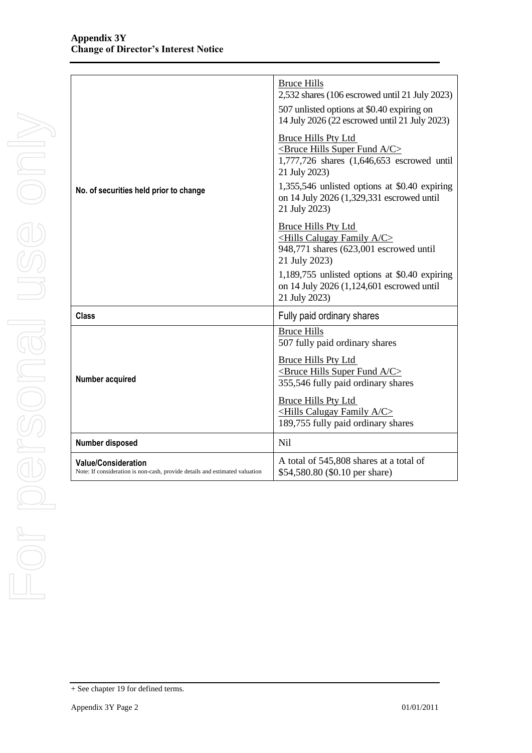| | |
|---|---|
| **No. of securities held prior to change** | Bruce Hills<br>2,532 shares (106 escrowed until 21 July 2023)<br>507 unlisted options at $0.40 expiring on 14 July 2026 (22 escrowed until 21 July 2023)<br>Bruce Hills Pty Ltd <Bruce Hills Super Fund A/C><br>1,777,726 shares (1,646,653 escrowed until 21 July 2023)<br>1,355,546 unlisted options at $0.40 expiring on 14 July 2026 (1,329,331 escrowed until 21 July 2023)<br>Bruce Hills Pty Ltd <Hills Calugay Family A/C><br>948,771 shares (623,001 escrowed until 21 July 2023)<br>1,189,755 unlisted options at $0.40 expiring on 14 July 2026 (1,124,601 escrowed until 21 July 2023) |
| **Class** | Fully paid ordinary shares |
| **Number acquired** | Bruce Hills<br>507 fully paid ordinary shares<br>Bruce Hills Pty Ltd <Bruce Hills Super Fund A/C><br>355,546 fully paid ordinary shares<br>Bruce Hills Pty Ltd <Hills Calugay Family A/C><br>189,755 fully paid ordinary shares |
| **Number disposed** | Nil |
| **Value/Consideration**<br>Note: If consideration is non-cash, provide details and estimated valuation | A total of 545,808 shares at a total of $54,580.80 ($0.10 per share) |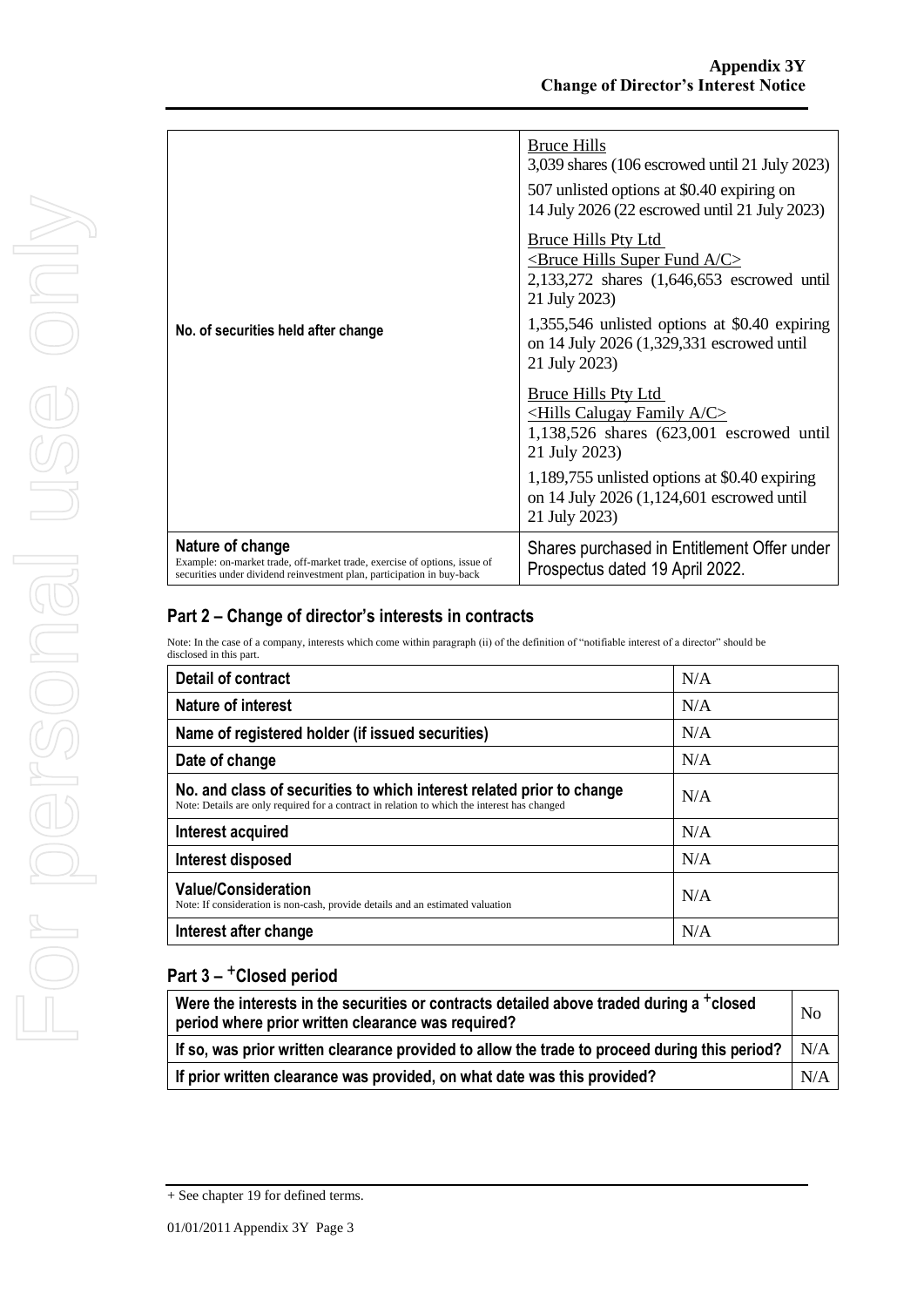| | |
|---|---|
| **No. of securities held after change** | Bruce Hills<br>3,039 shares (106 escrowed until 21 July 2023)<br>507 unlisted options at $0.40 expiring on 14 July 2026 (22 escrowed until 21 July 2023)<br>Bruce Hills Pty Ltd <Bruce Hills Super Fund A/C><br>2,133,272 shares (1,646,653 escrowed until 21 July 2023)<br>1,355,546 unlisted options at $0.40 expiring on 14 July 2026 (1,329,331 escrowed until 21 July 2023)<br>Bruce Hills Pty Ltd <Hills Calugay Family A/C><br>1,138,526 shares (623,001 escrowed until 21 July 2023)<br>1,189,755 unlisted options at $0.40 expiring on 14 July 2026 (1,124,601 escrowed until 21 July 2023) |
| **Nature of change**<br>Example: on-market trade, off-market trade, exercise of options, issue of securities under dividend reinvestment plan, participation in buy-back | Shares purchased in Entitlement Offer under Prospectus dated 19 April 2022. |

## Part 2 – Change of director's interests in contracts

Note: In the case of a company, interests which come within paragraph (ii) of the definition of "notifiable interest of a director" should be disclosed in this part.

| | |
|---|---|
| **Detail of contract** | N/A |
| **Nature of interest** | N/A |
| **Name of registered holder (if issued securities)** | N/A |
| **Date of change** | N/A |
| **No. and class of securities to which interest related prior to change**<br>Note: Details are only required for a contract in relation to which the interest has changed | N/A |
| **Interest acquired** | N/A |
| **Interest disposed** | N/A |
| **Value/Consideration**<br>Note: If consideration is non-cash, provide details and an estimated valuation | N/A |
| **Interest after change** | N/A |

## Part 3 – +Closed period

| | |
|---|---|
| **Were the interests in the securities or contracts detailed above traded during a +closed period where prior written clearance was required?** | No |
| **If so, was prior written clearance provided to allow the trade to proceed during this period?** | N/A |
| **If prior written clearance was provided, on what date was this provided?** | N/A |

+ See chapter 19 for defined terms.